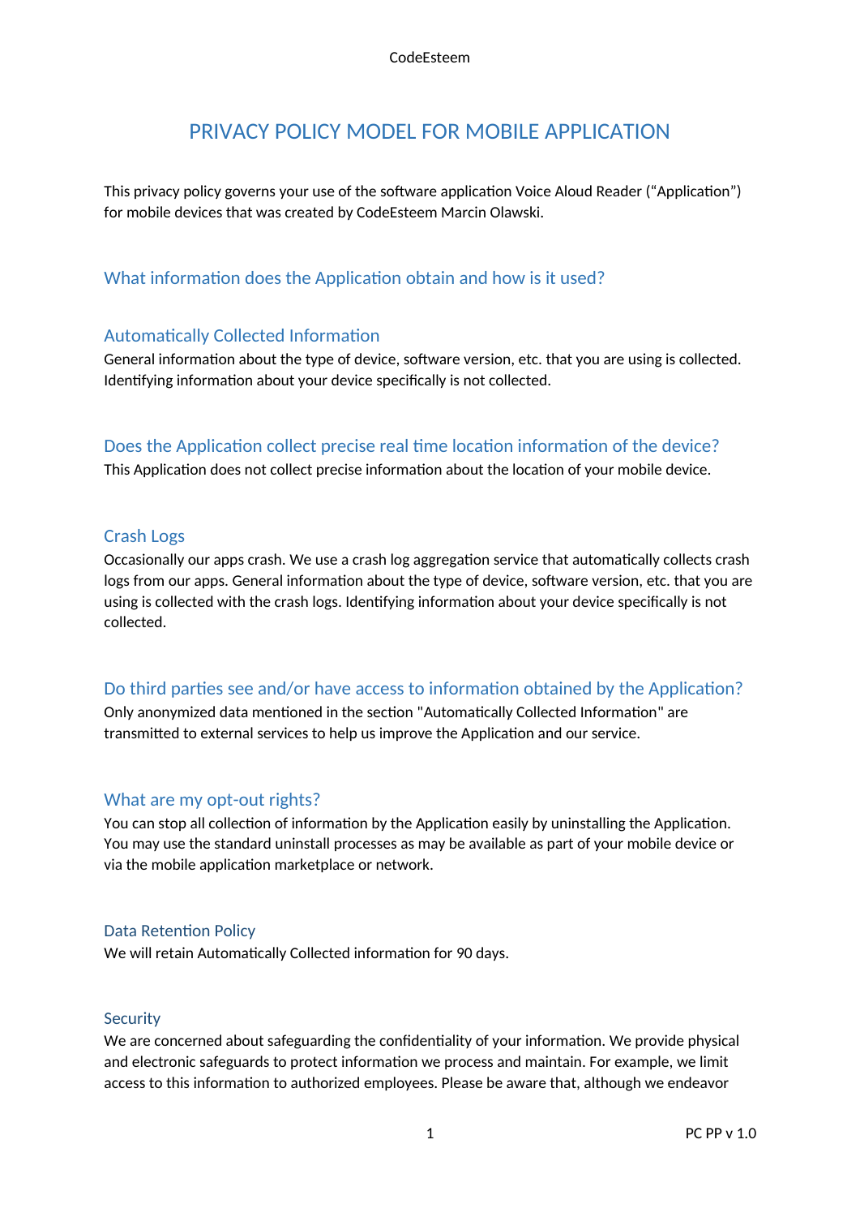# PRIVACY POLICY MODEL FOR MOBILE APPLICATION

This privacy policy governs your use of the software application Voice Aloud Reader (“Application”) for mobile devices that was created by CodeEsteem Marcin Olawski.

## What information does the Application obtain and how is it used?

### Automatically Collected Information

General information about the type of device, software version, etc. that you are using is collected. Identifying information about your device specifically is not collected.

### Does the Application collect precise real time location information of the device?

This Application does not collect precise information about the location of your mobile device.

### Crash Logs

Occasionally our apps crash. We use a crash log aggregation service that automatically collects crash logs from our apps. General information about the type of device, software version, etc. that you are using is collected with the crash logs. Identifying information about your device specifically is not collected.

### Do third parties see and/or have access to information obtained by the Application?

Only anonymized data mentioned in the section "Automatically Collected Information" are transmitted to external services to help us improve the Application and our service.

### What are my opt-out rights?

You can stop all collection of information by the Application easily by uninstalling the Application. You may use the standard uninstall processes as may be available as part of your mobile device or via the mobile application marketplace or network.

### Data Retention Policy

We will retain Automatically Collected information for 90 days.

### Security

We are concerned about safeguarding the confidentiality of your information. We provide physical and electronic safeguards to protect information we process and maintain. For example, we limit access to this information to authorized employees. Please be aware that, although we endeavor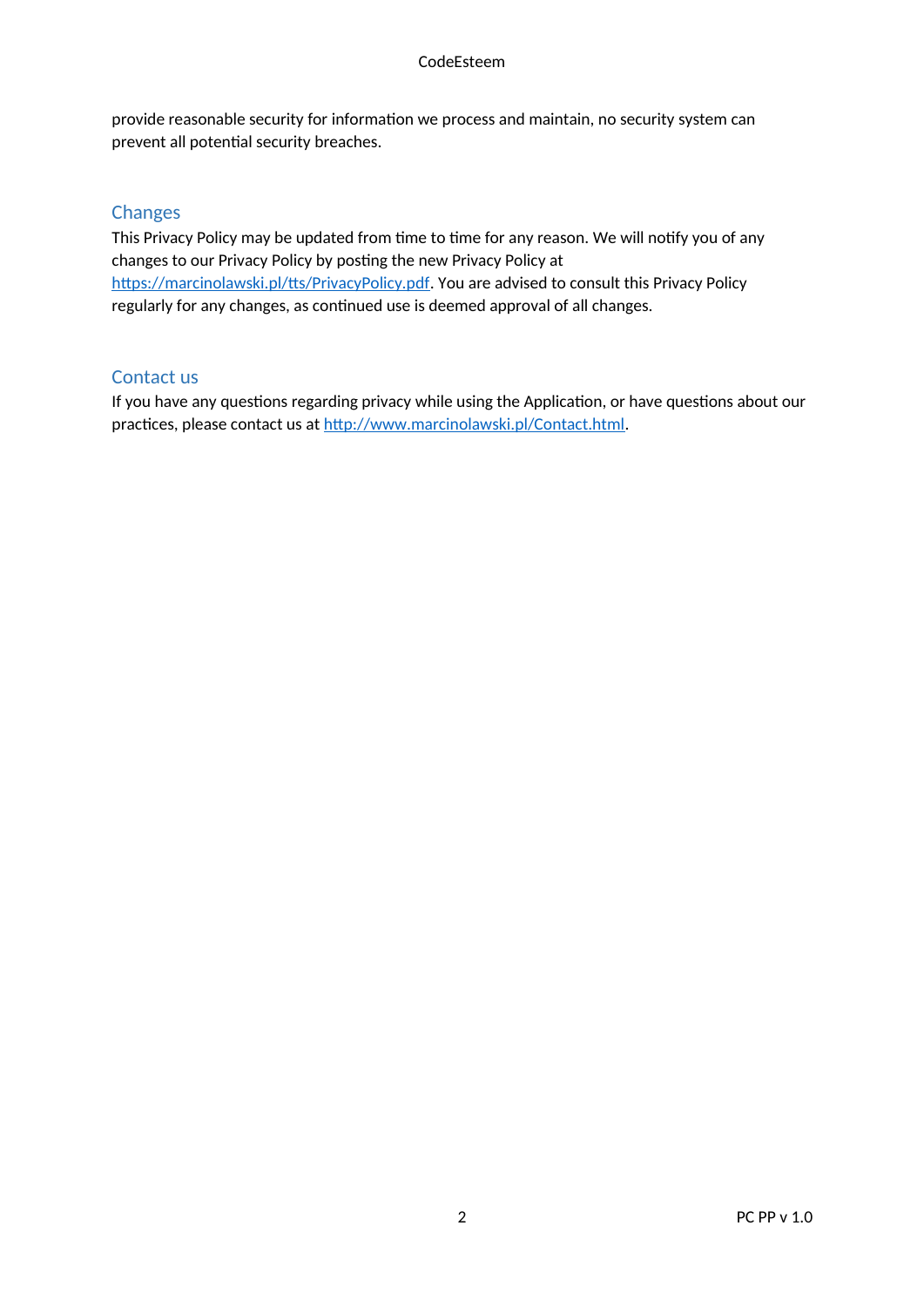provide reasonable security for information we process and maintain, no security system can prevent all potential security breaches.

## Changes

This Privacy Policy may be updated from time to time for any reason. We will notify you of any changes to our Privacy Policy by posting the new Privacy Policy at https://marcinolawski.pl/tts/PrivacyPolicy.pdf. You are advised to consult this Privacy Policy regularly for any changes, as continued use is deemed approval of all changes.

## Contact us

If you have any questions regarding privacy while using the Application, or have questions about our practices, please contact us at http://www.marcinolawski.pl/Contact.html.